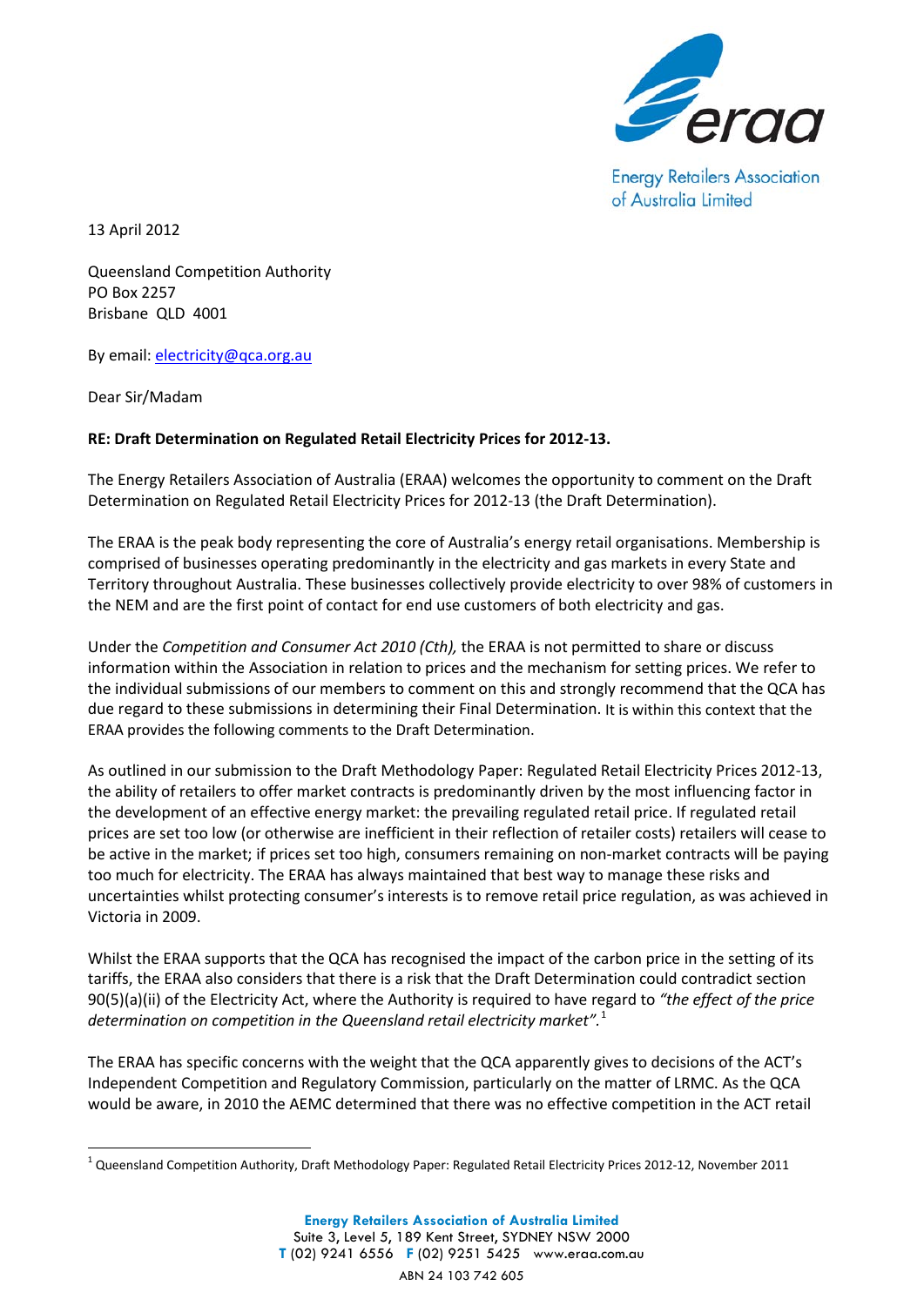Energy Retailers Association of Australia Limited

13 April 2012

Queensland Competition Authority
PO Box 2257
Brisbane QLD 4001

By email: electricity@qca.org.au

Dear Sir/Madam

**RE: Draft Determination on Regulated Retail Electricity Prices for 2012-13.**

The Energy Retailers Association of Australia (ERAA) welcomes the opportunity to comment on the Draft Determination on Regulated Retail Electricity Prices for 2012-13 (the Draft Determination).

The ERAA is the peak body representing the core of Australia's energy retail organisations. Membership is comprised of businesses operating predominantly in the electricity and gas markets in every State and Territory throughout Australia. These businesses collectively provide electricity to over 98% of customers in the NEM and are the first point of contact for end use customers of both electricity and gas.

Under the *Competition and Consumer Act 2010 (Cth),* the ERAA is not permitted to share or discuss information within the Association in relation to prices and the mechanism for setting prices. We refer to the individual submissions of our members to comment on this and strongly recommend that the QCA has due regard to these submissions in determining their Final Determination. It is within this context that the ERAA provides the following comments to the Draft Determination.

As outlined in our submission to the Draft Methodology Paper: Regulated Retail Electricity Prices 2012-13, the ability of retailers to offer market contracts is predominantly driven by the most influencing factor in the development of an effective energy market: the prevailing regulated retail price. If regulated retail prices are set too low (or otherwise are inefficient in their reflection of retailer costs) retailers will cease to be active in the market; if prices set too high, consumers remaining on non-market contracts will be paying too much for electricity. The ERAA has always maintained that best way to manage these risks and uncertainties whilst protecting consumer's interests is to remove retail price regulation, as was achieved in Victoria in 2009.

Whilst the ERAA supports that the QCA has recognised the impact of the carbon price in the setting of its tariffs, the ERAA also considers that there is a risk that the Draft Determination could contradict section 90(5)(a)(ii) of the Electricity Act, where the Authority is required to have regard to *"the effect of the price determination on competition in the Queensland retail electricity market".*[1]

The ERAA has specific concerns with the weight that the QCA apparently gives to decisions of the ACT's Independent Competition and Regulatory Commission, particularly on the matter of LRMC. As the QCA would be aware, in 2010 the AEMC determined that there was no effective competition in the ACT retail

[1] Queensland Competition Authority, Draft Methodology Paper: Regulated Retail Electricity Prices 2012-12, November 2011

**Energy Retailers Association of Australia Limited**
Suite 3, Level 5, 189 Kent Street, SYDNEY NSW 2000
**T** (02) 9241 6556 **F** (02) 9251 5425 www.eraa.com.au
ABN 24 103 742 605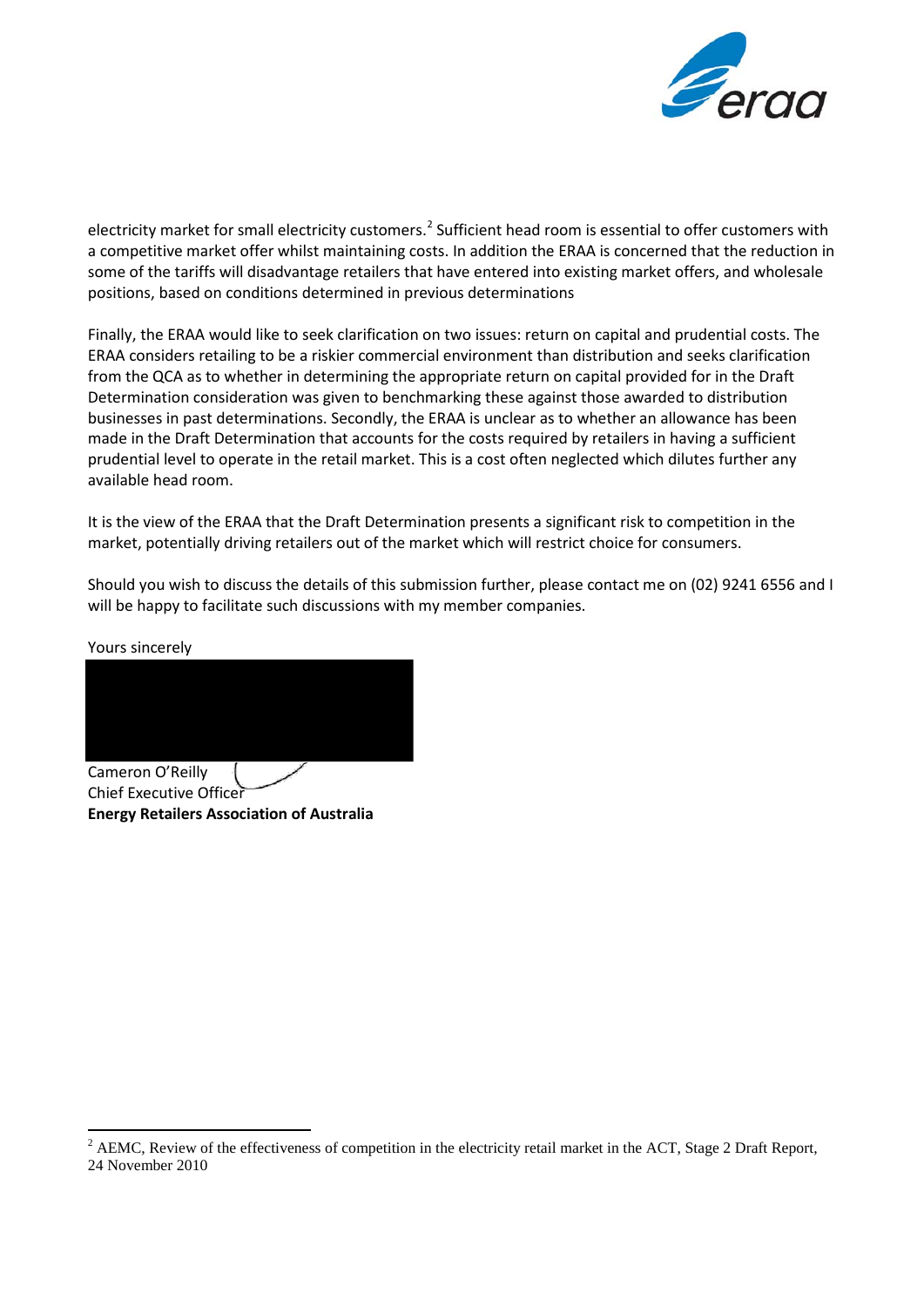electricity market for small electricity customers.[2] Sufficient head room is essential to offer customers with a competitive market offer whilst maintaining costs. In addition the ERAA is concerned that the reduction in some of the tariffs will disadvantage retailers that have entered into existing market offers, and wholesale positions, based on conditions determined in previous determinations

Finally, the ERAA would like to seek clarification on two issues: return on capital and prudential costs. The ERAA considers retailing to be a riskier commercial environment than distribution and seeks clarification from the QCA as to whether in determining the appropriate return on capital provided for in the Draft Determination consideration was given to benchmarking these against those awarded to distribution businesses in past determinations. Secondly, the ERAA is unclear as to whether an allowance has been made in the Draft Determination that accounts for the costs required by retailers in having a sufficient prudential level to operate in the retail market. This is a cost often neglected which dilutes further any available head room.

It is the view of the ERAA that the Draft Determination presents a significant risk to competition in the market, potentially driving retailers out of the market which will restrict choice for consumers.

Should you wish to discuss the details of this submission further, please contact me on (02) 9241 6556 and I will be happy to facilitate such discussions with my member companies.

Yours sincerely

Cameron O'Reilly
Chief Executive Officer
**Energy Retailers Association of Australia**

[2] AEMC, Review of the effectiveness of competition in the electricity retail market in the ACT, Stage 2 Draft Report, 24 November 2010